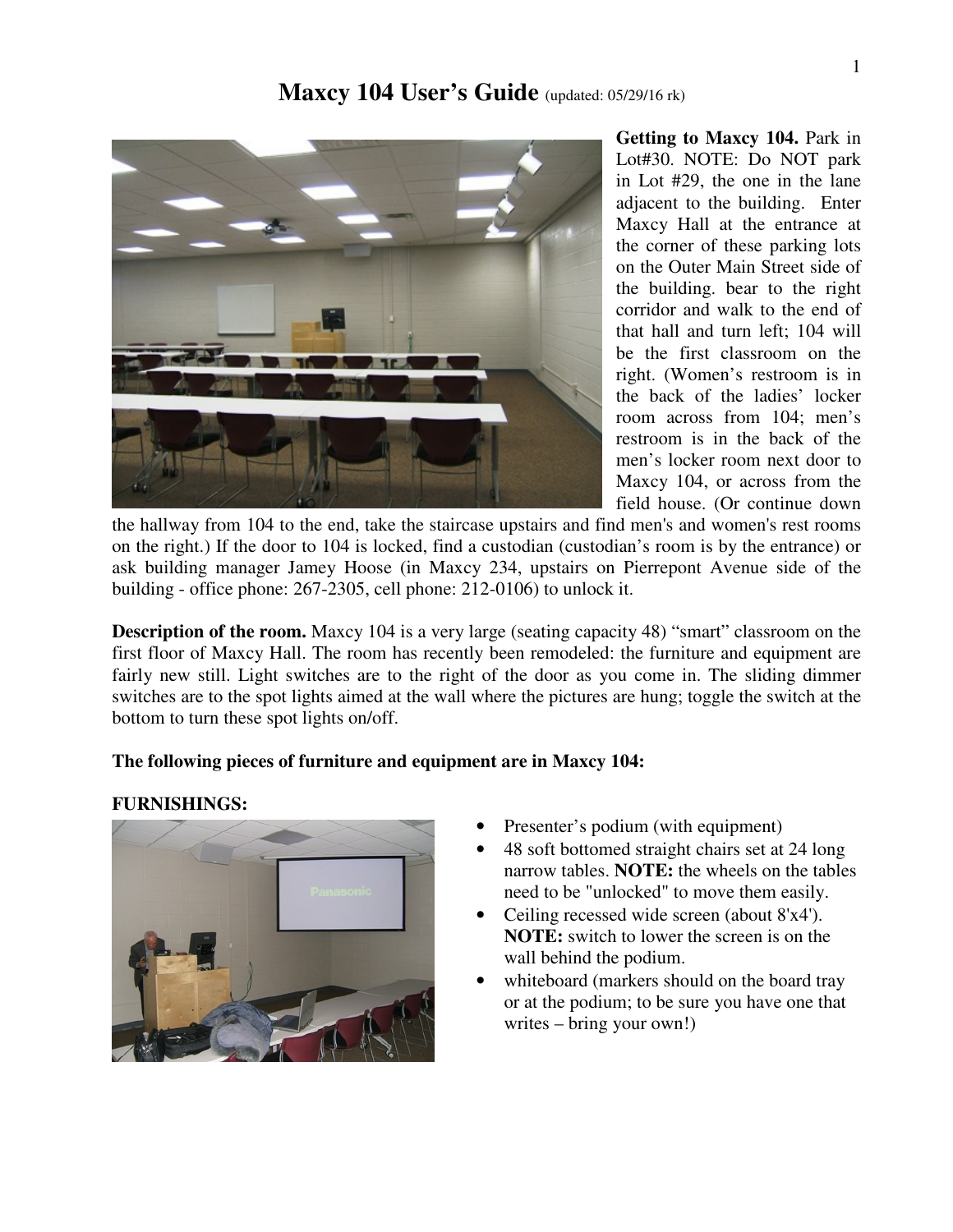# Maxcy 104 User's Guide (updated: 05/29/16 rk)

**Getting to Maxcy 104.** Park in Lot#30. NOTE: Do NOT park in Lot #29, the one in the lane adjacent to the building. Enter Maxcy Hall at the entrance at the corner of these parking lots on the Outer Main Street side of the building. bear to the right corridor and walk to the end of that hall and turn left; 104 will be the first classroom on the right. (Women's restroom is in the back of the ladies' locker room across from 104; men's restroom is in the back of the men's locker room next door to Maxcy 104, or across from the field house. (Or continue down the hallway from 104 to the end, take the staircase upstairs and find men's and women's rest rooms on the right.) If the door to 104 is locked, find a custodian (custodian's room is by the entrance) or ask building manager Jamey Hoose (in Maxcy 234, upstairs on Pierrepont Avenue side of the building - office phone: 267-2305, cell phone: 212-0106) to unlock it.

**Description of the room.** Maxcy 104 is a very large (seating capacity 48) "smart" classroom on the first floor of Maxcy Hall. The room has recently been remodeled: the furniture and equipment are fairly new still. Light switches are to the right of the door as you come in. The sliding dimmer switches are to the spot lights aimed at the wall where the pictures are hung; toggle the switch at the bottom to turn these spot lights on/off.

**The following pieces of furniture and equipment are in Maxcy 104:**

**FURNISHINGS:**

- Presenter's podium (with equipment)
- 48 soft bottomed straight chairs set at 24 long narrow tables. **NOTE:** the wheels on the tables need to be "unlocked" to move them easily.
- Ceiling recessed wide screen (about 8'x4'). **NOTE:** switch to lower the screen is on the wall behind the podium.
- whiteboard (markers should on the board tray or at the podium; to be sure you have one that writes – bring your own!)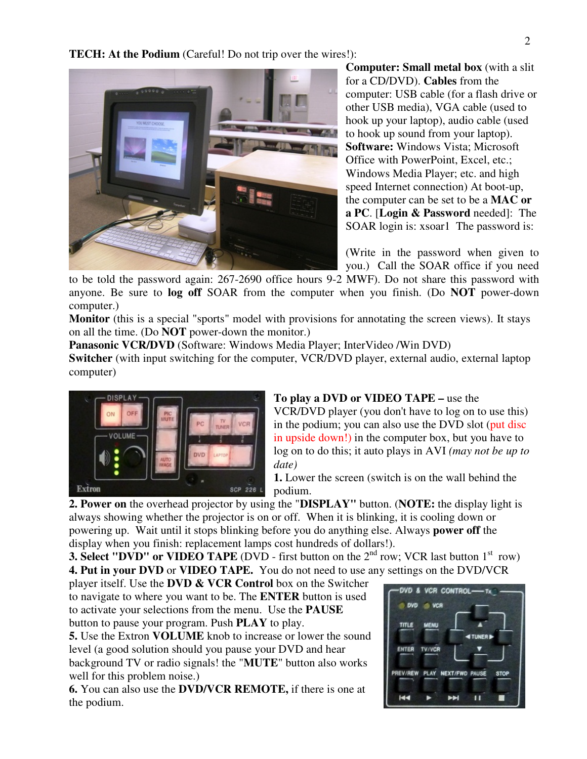**TECH: At the Podium** (Careful! Do not trip over the wires!):

**Computer: Small metal box** (with a slit for a CD/DVD). **Cables** from the computer: USB cable (for a flash drive or other USB media), VGA cable (used to hook up your laptop), audio cable (used to hook up sound from your laptop). **Software:** Windows Vista; Microsoft Office with PowerPoint, Excel, etc.; Windows Media Player; etc. and high speed Internet connection) At boot-up, the computer can be set to be a **MAC or a PC**. [**Login & Password** needed]: The SOAR login is: xsoar1 The password is:

(Write in the password when given to you.) Call the SOAR office if you need to be told the password again: 267-2690 office hours 9-2 MWF). Do not share this password with anyone. Be sure to **log off** SOAR from the computer when you finish. (Do **NOT** power-down computer.)

**Monitor** (this is a special "sports" model with provisions for annotating the screen views). It stays on all the time. (Do **NOT** power-down the monitor.)

**Panasonic VCR/DVD** (Software: Windows Media Player; InterVideo /Win DVD)

**Switcher** (with input switching for the computer, VCR/DVD player, external audio, external laptop computer)

**To play a DVD or VIDEO TAPE –** use the VCR/DVD player (you don't have to log on to use this) in the podium; you can also use the DVD slot (put disc in upside down!) in the computer box, but you have to log on to do this; it auto plays in AVI *(may not be up to date)*

**1.** Lower the screen (switch is on the wall behind the podium.

**2. Power on** the overhead projector by using the "**DISPLAY"** button. (**NOTE:** the display light is always showing whether the projector is on or off. When it is blinking, it is cooling down or powering up. Wait until it stops blinking before you do anything else. Always **power off** the display when you finish: replacement lamps cost hundreds of dollars!).

**3. Select "DVD" or VIDEO TAPE** (DVD - first button on the 2nd row; VCR last button 1st row)

**4. Put in your DVD** or **VIDEO TAPE.** You do not need to use any settings on the DVD/VCR player itself. Use the **DVD & VCR Control** box on the Switcher to navigate to where you want to be. The **ENTER** button is used to activate your selections from the menu. Use the **PAUSE** button to pause your program. Push **PLAY** to play.

**5.** Use the Extron **VOLUME** knob to increase or lower the sound level (a good solution should you pause your DVD and hear background TV or radio signals! the "**MUTE**" button also works well for this problem noise.)

**6.** You can also use the **DVD/VCR REMOTE,** if there is one at the podium.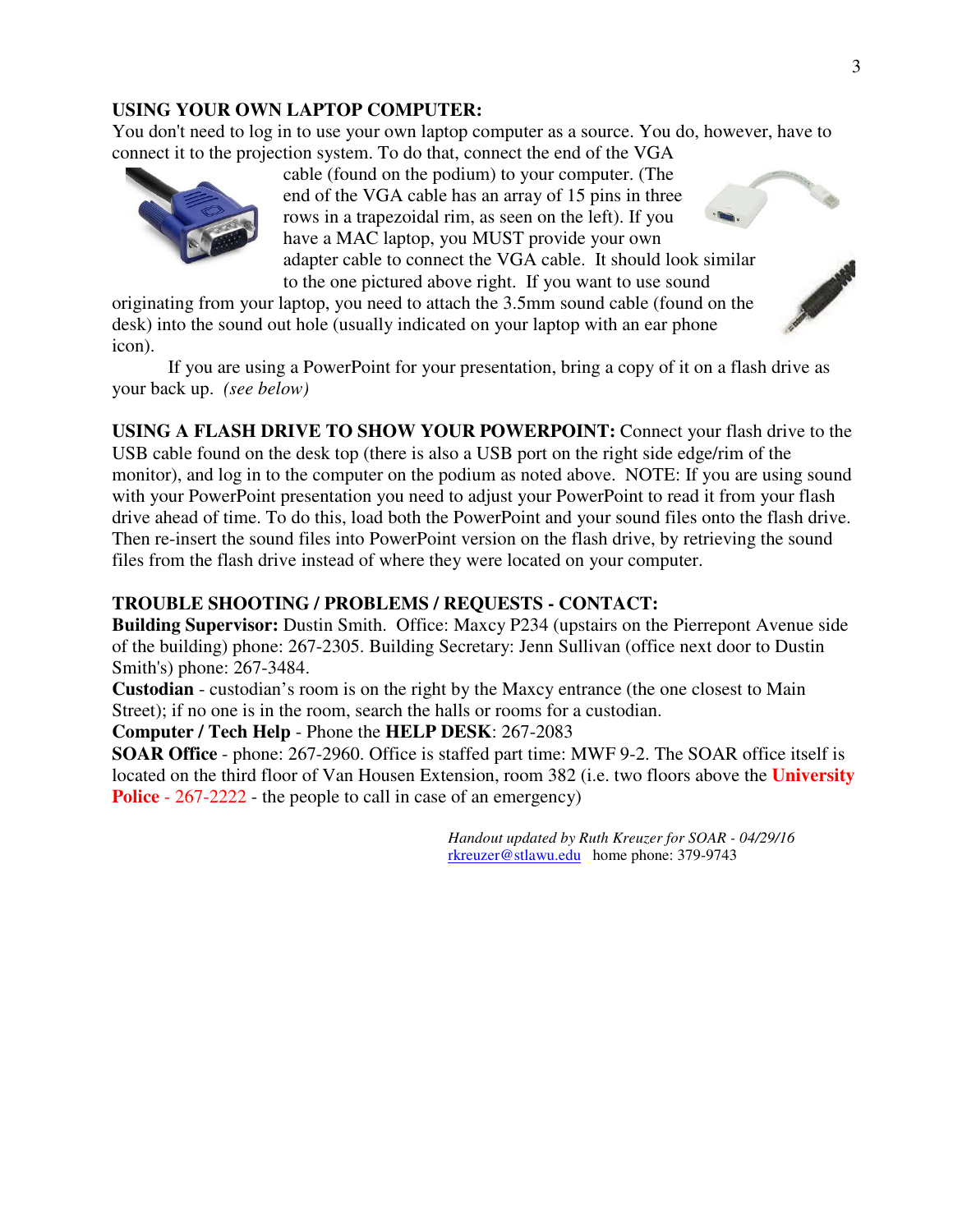**USING YOUR OWN LAPTOP COMPUTER:**
You don't need to log in to use your own laptop computer as a source. You do, however, have to connect it to the projection system. To do that, connect the end of the VGA cable (found on the podium) to your computer. (The end of the VGA cable has an array of 15 pins in three rows in a trapezoidal rim, as seen on the left). If you have a MAC laptop, you MUST provide your own adapter cable to connect the VGA cable. It should look similar to the one pictured above right. If you want to use sound originating from your laptop, you need to attach the 3.5mm sound cable (found on the desk) into the sound out hole (usually indicated on your laptop with an ear phone icon).

If you are using a PowerPoint for your presentation, bring a copy of it on a flash drive as your back up. *(see below)*

**USING A FLASH DRIVE TO SHOW YOUR POWERPOINT:** Connect your flash drive to the USB cable found on the desk top (there is also a USB port on the right side edge/rim of the monitor), and log in to the computer on the podium as noted above. NOTE: If you are using sound with your PowerPoint presentation you need to adjust your PowerPoint to read it from your flash drive ahead of time. To do this, load both the PowerPoint and your sound files onto the flash drive. Then re-insert the sound files into PowerPoint version on the flash drive, by retrieving the sound files from the flash drive instead of where they were located on your computer.

**TROUBLE SHOOTING / PROBLEMS / REQUESTS - CONTACT:**
**Building Supervisor:** Dustin Smith. Office: Maxcy P234 (upstairs on the Pierrepont Avenue side of the building) phone: 267-2305. Building Secretary: Jenn Sullivan (office next door to Dustin Smith's) phone: 267-3484.
**Custodian** - custodian's room is on the right by the Maxcy entrance (the one closest to Main Street); if no one is in the room, search the halls or rooms for a custodian.
**Computer / Tech Help** - Phone the **HELP DESK**: 267-2083
**SOAR Office** - phone: 267-2960. Office is staffed part time: MWF 9-2. The SOAR office itself is located on the third floor of Van Housen Extension, room 382 (i.e. two floors above the **University Police** - 267-2222 - the people to call in case of an emergency)

*Handout updated by Ruth Kreuzer for SOAR - 04/29/16*
rkreuzer@stlawu.edu home phone: 379-9743